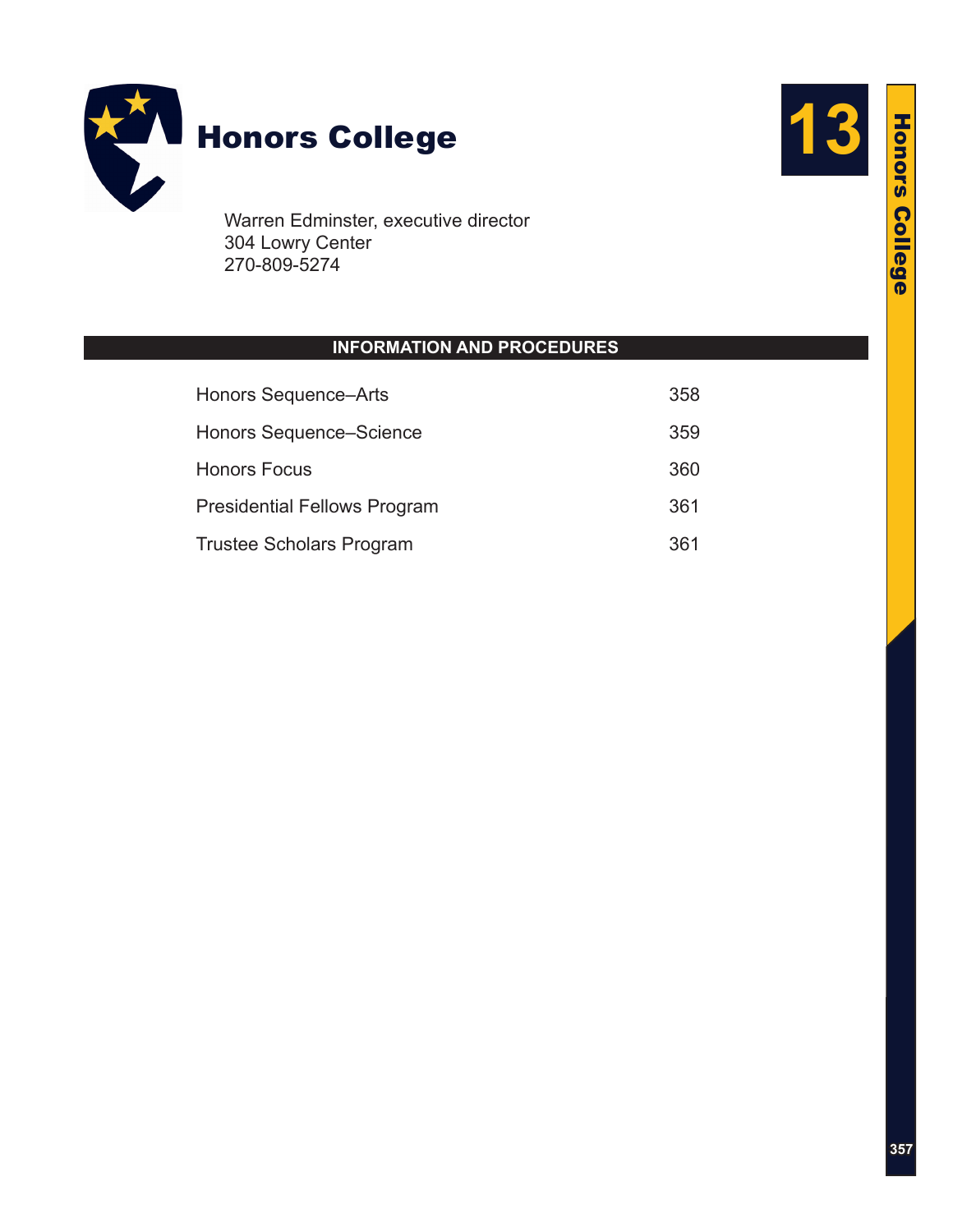# Honors College

13

Warren Edminster, executive director
304 Lowry Center
270-809-5274

## INFORMATION AND PROCEDURES

| | |
|---|---|
| Honors Sequence–Arts | 358 |
| Honors Sequence–Science | 359 |
| Honors Focus | 360 |
| Presidential Fellows Program | 361 |
| Trustee Scholars Program | 361 |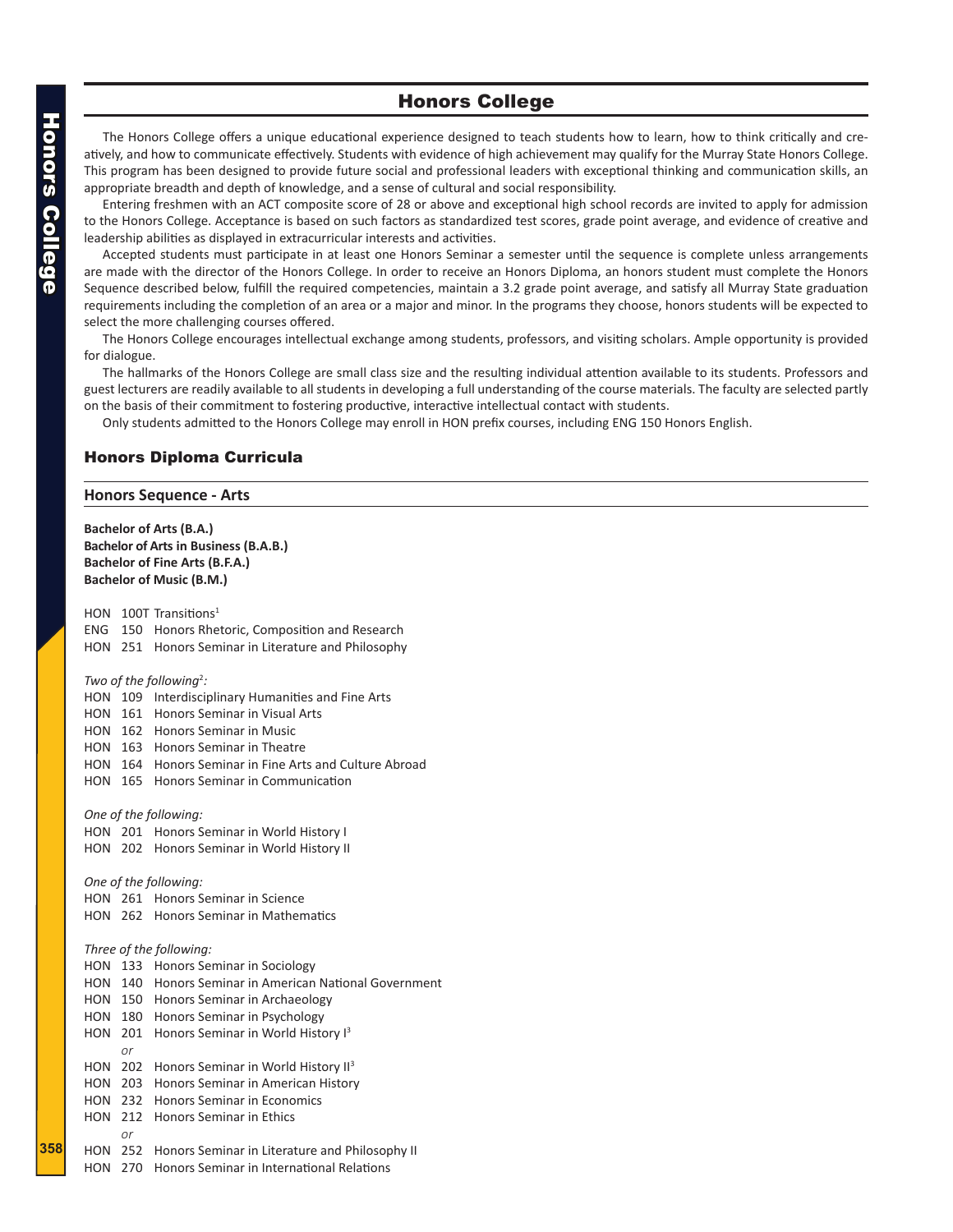# Honors College

The Honors College offers a unique educational experience designed to teach students how to learn, how to think critically and creatively, and how to communicate effectively. Students with evidence of high achievement may qualify for the Murray State Honors College. This program has been designed to provide future social and professional leaders with exceptional thinking and communication skills, an appropriate breadth and depth of knowledge, and a sense of cultural and social responsibility.

Entering freshmen with an ACT composite score of 28 or above and exceptional high school records are invited to apply for admission to the Honors College. Acceptance is based on such factors as standardized test scores, grade point average, and evidence of creative and leadership abilities as displayed in extracurricular interests and activities.

Accepted students must participate in at least one Honors Seminar a semester until the sequence is complete unless arrangements are made with the director of the Honors College. In order to receive an Honors Diploma, an honors student must complete the Honors Sequence described below, fulfill the required competencies, maintain a 3.2 grade point average, and satisfy all Murray State graduation requirements including the completion of an area or a major and minor. In the programs they choose, honors students will be expected to select the more challenging courses offered.

The Honors College encourages intellectual exchange among students, professors, and visiting scholars. Ample opportunity is provided for dialogue.

The hallmarks of the Honors College are small class size and the resulting individual attention available to its students. Professors and guest lecturers are readily available to all students in developing a full understanding of the course materials. The faculty are selected partly on the basis of their commitment to fostering productive, interactive intellectual contact with students.

Only students admitted to the Honors College may enroll in HON prefix courses, including ENG 150 Honors English.

## Honors Diploma Curricula

### Honors Sequence - Arts

**Bachelor of Arts (B.A.)**
**Bachelor of Arts in Business (B.A.B.)**
**Bachelor of Fine Arts (B.F.A.)**
**Bachelor of Music (B.M.)**

HON 100T Transitions[1]
ENG 150 Honors Rhetoric, Composition and Research
HON 251 Honors Seminar in Literature and Philosophy

*Two of the following[2]:*
HON 109 Interdisciplinary Humanities and Fine Arts
HON 161 Honors Seminar in Visual Arts
HON 162 Honors Seminar in Music
HON 163 Honors Seminar in Theatre
HON 164 Honors Seminar in Fine Arts and Culture Abroad
HON 165 Honors Seminar in Communication

*One of the following:*
HON 201 Honors Seminar in World History I
HON 202 Honors Seminar in World History II

*One of the following:*
HON 261 Honors Seminar in Science
HON 262 Honors Seminar in Mathematics

*Three of the following:*
HON 133 Honors Seminar in Sociology
HON 140 Honors Seminar in American National Government
HON 150 Honors Seminar in Archaeology
HON 180 Honors Seminar in Psychology
HON 201 Honors Seminar in World History I[3]
*or*
HON 202 Honors Seminar in World History II[3]
HON 203 Honors Seminar in American History
HON 232 Honors Seminar in Economics
HON 212 Honors Seminar in Ethics
*or*
HON 252 Honors Seminar in Literature and Philosophy II
HON 270 Honors Seminar in International Relations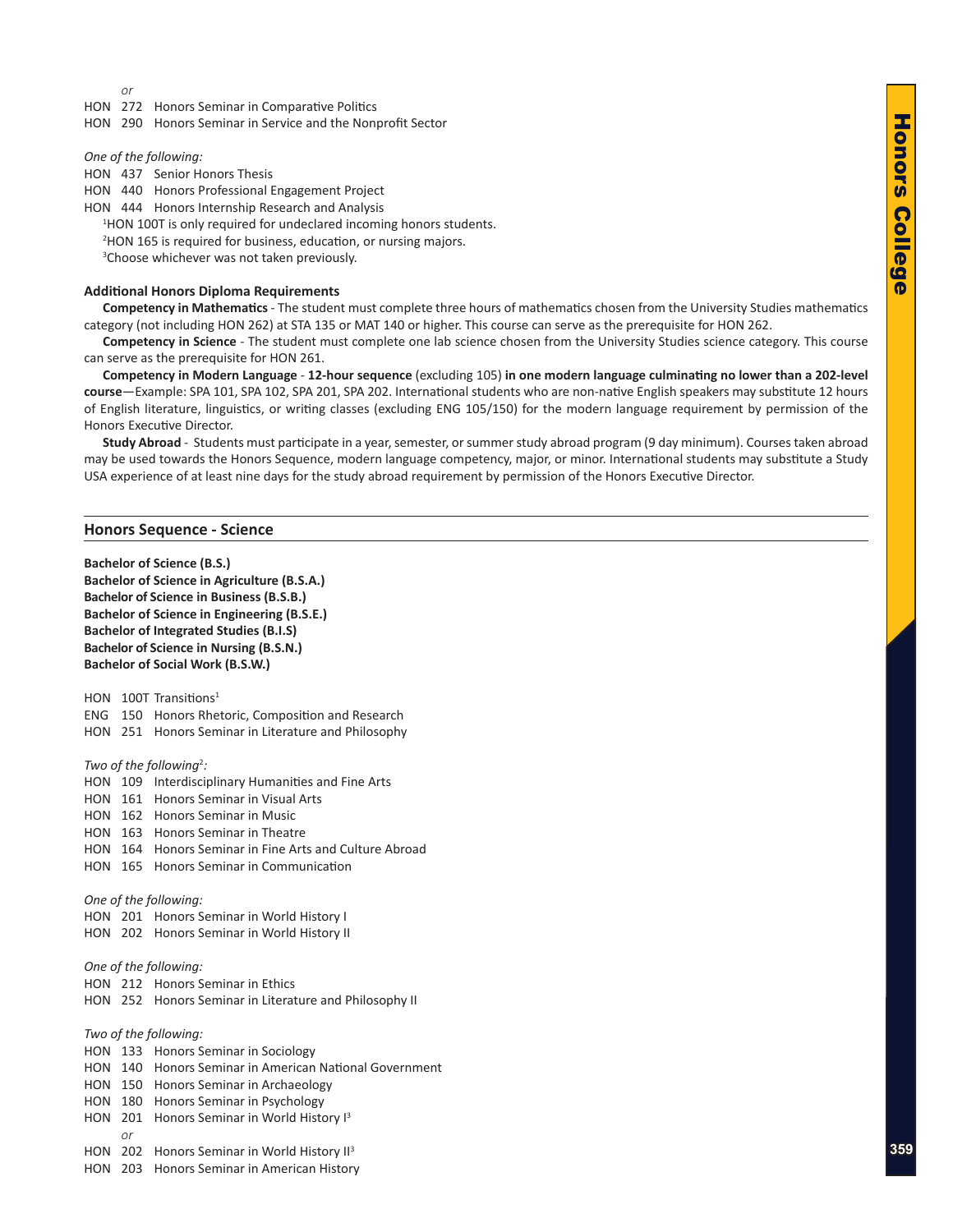*or*

HON 272 Honors Seminar in Comparative Politics
HON 290 Honors Seminar in Service and the Nonprofit Sector

*One of the following:*

HON 437 Senior Honors Thesis
HON 440 Honors Professional Engagement Project
HON 444 Honors Internship Research and Analysis

[1]HON 100T is only required for undeclared incoming honors students.
[2]HON 165 is required for business, education, or nursing majors.
[3]Choose whichever was not taken previously.

**Additional Honors Diploma Requirements**

**Competency in Mathematics** - The student must complete three hours of mathematics chosen from the University Studies mathematics category (not including HON 262) at STA 135 or MAT 140 or higher. This course can serve as the prerequisite for HON 262.

**Competency in Science** - The student must complete one lab science chosen from the University Studies science category. This course can serve as the prerequisite for HON 261.

**Competency in Modern Language** - **12-hour sequence** (excluding 105) **in one modern language culminating no lower than a 202-level course**—Example: SPA 101, SPA 102, SPA 201, SPA 202. International students who are non-native English speakers may substitute 12 hours of English literature, linguistics, or writing classes (excluding ENG 105/150) for the modern language requirement by permission of the Honors Executive Director.

**Study Abroad** - Students must participate in a year, semester, or summer study abroad program (9 day minimum). Courses taken abroad may be used towards the Honors Sequence, modern language competency, major, or minor. International students may substitute a Study USA experience of at least nine days for the study abroad requirement by permission of the Honors Executive Director.

## Honors Sequence - Science

**Bachelor of Science (B.S.)**
**Bachelor of Science in Agriculture (B.S.A.)**
**Bachelor of Science in Business (B.S.B.)**
**Bachelor of Science in Engineering (B.S.E.)**
**Bachelor of Integrated Studies (B.I.S)**
**Bachelor of Science in Nursing (B.S.N.)**
**Bachelor of Social Work (B.S.W.)**

HON 100T Transitions[1]
ENG 150 Honors Rhetoric, Composition and Research
HON 251 Honors Seminar in Literature and Philosophy

*Two of the following[2]:*

HON 109 Interdisciplinary Humanities and Fine Arts
HON 161 Honors Seminar in Visual Arts
HON 162 Honors Seminar in Music
HON 163 Honors Seminar in Theatre
HON 164 Honors Seminar in Fine Arts and Culture Abroad
HON 165 Honors Seminar in Communication

*One of the following:*

HON 201 Honors Seminar in World History I
HON 202 Honors Seminar in World History II

*One of the following:*

HON 212 Honors Seminar in Ethics
HON 252 Honors Seminar in Literature and Philosophy II

*Two of the following:*

HON 133 Honors Seminar in Sociology
HON 140 Honors Seminar in American National Government
HON 150 Honors Seminar in Archaeology
HON 180 Honors Seminar in Psychology
HON 201 Honors Seminar in World History I[3]
*or*
HON 202 Honors Seminar in World History II[3]
HON 203 Honors Seminar in American History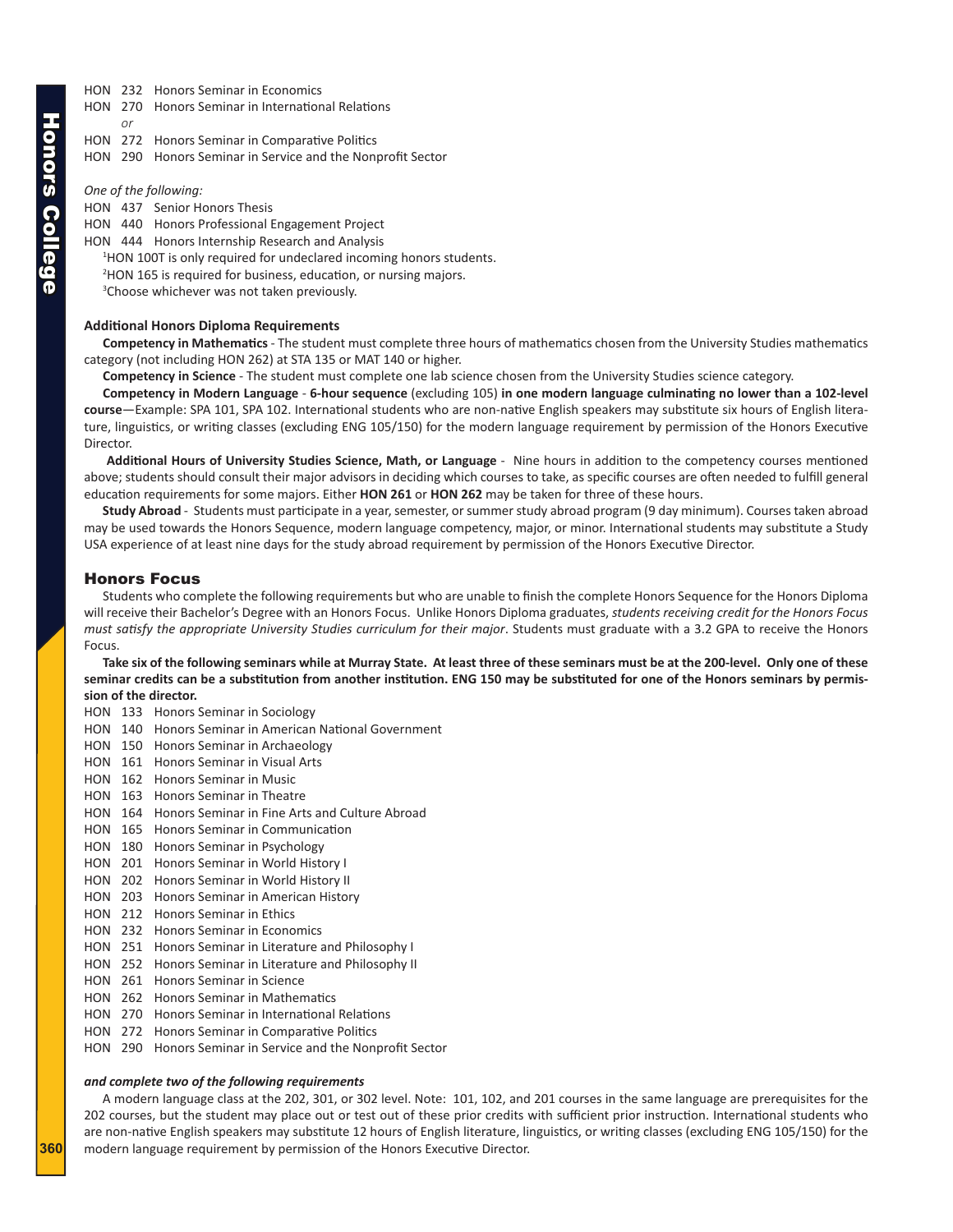HON 232 Honors Seminar in Economics
HON 270 Honors Seminar in International Relations
*or*
HON 272 Honors Seminar in Comparative Politics
HON 290 Honors Seminar in Service and the Nonprofit Sector

*One of the following:*
HON 437 Senior Honors Thesis
HON 440 Honors Professional Engagement Project
HON 444 Honors Internship Research and Analysis

[1]HON 100T is only required for undeclared incoming honors students.
[2]HON 165 is required for business, education, or nursing majors.
[3]Choose whichever was not taken previously.

**Additional Honors Diploma Requirements**

**Competency in Mathematics** - The student must complete three hours of mathematics chosen from the University Studies mathematics category (not including HON 262) at STA 135 or MAT 140 or higher.

**Competency in Science** - The student must complete one lab science chosen from the University Studies science category.

**Competency in Modern Language** - **6-hour sequence** (excluding 105) **in one modern language culminating no lower than a 102-level course**—Example: SPA 101, SPA 102. International students who are non-native English speakers may substitute six hours of English literature, linguistics, or writing classes (excluding ENG 105/150) for the modern language requirement by permission of the Honors Executive Director.

**Additional Hours of University Studies Science, Math, or Language** - Nine hours in addition to the competency courses mentioned above; students should consult their major advisors in deciding which courses to take, as specific courses are often needed to fulfill general education requirements for some majors. Either **HON 261** or **HON 262** may be taken for three of these hours.

**Study Abroad** - Students must participate in a year, semester, or summer study abroad program (9 day minimum). Courses taken abroad may be used towards the Honors Sequence, modern language competency, major, or minor. International students may substitute a Study USA experience of at least nine days for the study abroad requirement by permission of the Honors Executive Director.

## Honors Focus

Students who complete the following requirements but who are unable to finish the complete Honors Sequence for the Honors Diploma will receive their Bachelor's Degree with an Honors Focus. Unlike Honors Diploma graduates, *students receiving credit for the Honors Focus must satisfy the appropriate University Studies curriculum for their major*. Students must graduate with a 3.2 GPA to receive the Honors Focus.

**Take six of the following seminars while at Murray State. At least three of these seminars must be at the 200-level. Only one of these seminar credits can be a substitution from another institution. ENG 150 may be substituted for one of the Honors seminars by permission of the director.**

HON 133 Honors Seminar in Sociology
HON 140 Honors Seminar in American National Government
HON 150 Honors Seminar in Archaeology
HON 161 Honors Seminar in Visual Arts
HON 162 Honors Seminar in Music
HON 163 Honors Seminar in Theatre
HON 164 Honors Seminar in Fine Arts and Culture Abroad
HON 165 Honors Seminar in Communication
HON 180 Honors Seminar in Psychology
HON 201 Honors Seminar in World History I
HON 202 Honors Seminar in World History II
HON 203 Honors Seminar in American History
HON 212 Honors Seminar in Ethics
HON 232 Honors Seminar in Economics
HON 251 Honors Seminar in Literature and Philosophy I
HON 252 Honors Seminar in Literature and Philosophy II
HON 261 Honors Seminar in Science
HON 262 Honors Seminar in Mathematics
HON 270 Honors Seminar in International Relations
HON 272 Honors Seminar in Comparative Politics
HON 290 Honors Seminar in Service and the Nonprofit Sector

***and complete two of the following requirements***

A modern language class at the 202, 301, or 302 level. Note: 101, 102, and 201 courses in the same language are prerequisites for the 202 courses, but the student may place out or test out of these prior credits with sufficient prior instruction. International students who are non-native English speakers may substitute 12 hours of English literature, linguistics, or writing classes (excluding ENG 105/150) for the modern language requirement by permission of the Honors Executive Director.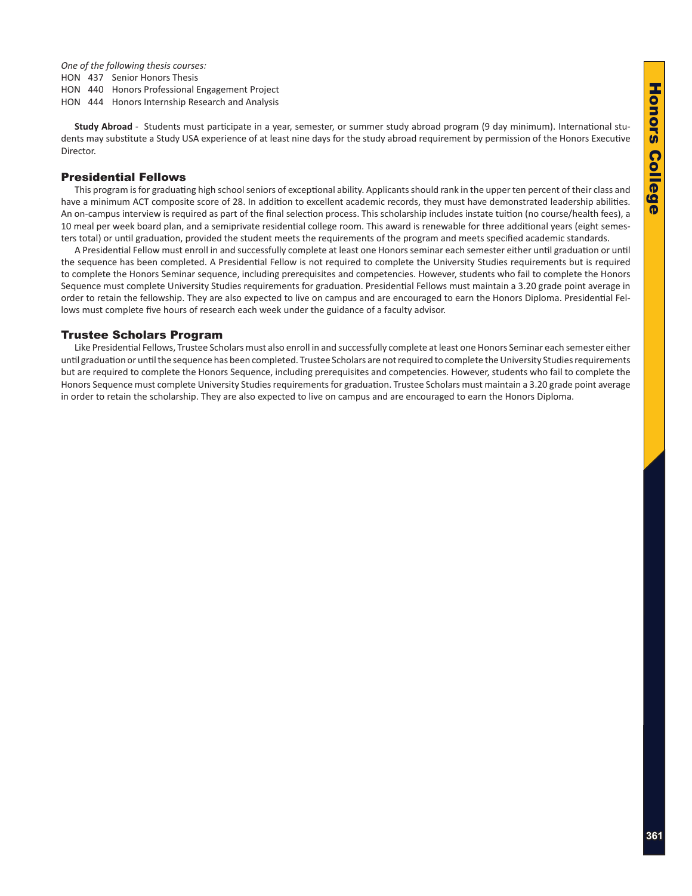*One of the following thesis courses:*

HON 437 Senior Honors Thesis
HON 440 Honors Professional Engagement Project
HON 444 Honors Internship Research and Analysis

**Study Abroad** - Students must participate in a year, semester, or summer study abroad program (9 day minimum). International students may substitute a Study USA experience of at least nine days for the study abroad requirement by permission of the Honors Executive Director.

## Presidential Fellows

This program is for graduating high school seniors of exceptional ability. Applicants should rank in the upper ten percent of their class and have a minimum ACT composite score of 28. In addition to excellent academic records, they must have demonstrated leadership abilities. An on-campus interview is required as part of the final selection process. This scholarship includes instate tuition (no course/health fees), a 10 meal per week board plan, and a semiprivate residential college room. This award is renewable for three additional years (eight semesters total) or until graduation, provided the student meets the requirements of the program and meets specified academic standards.

A Presidential Fellow must enroll in and successfully complete at least one Honors seminar each semester either until graduation or until the sequence has been completed. A Presidential Fellow is not required to complete the University Studies requirements but is required to complete the Honors Seminar sequence, including prerequisites and competencies. However, students who fail to complete the Honors Sequence must complete University Studies requirements for graduation. Presidential Fellows must maintain a 3.20 grade point average in order to retain the fellowship. They are also expected to live on campus and are encouraged to earn the Honors Diploma. Presidential Fellows must complete five hours of research each week under the guidance of a faculty advisor.

## Trustee Scholars Program

Like Presidential Fellows, Trustee Scholars must also enroll in and successfully complete at least one Honors Seminar each semester either until graduation or until the sequence has been completed. Trustee Scholars are not required to complete the University Studies requirements but are required to complete the Honors Sequence, including prerequisites and competencies. However, students who fail to complete the Honors Sequence must complete University Studies requirements for graduation. Trustee Scholars must maintain a 3.20 grade point average in order to retain the scholarship. They are also expected to live on campus and are encouraged to earn the Honors Diploma.